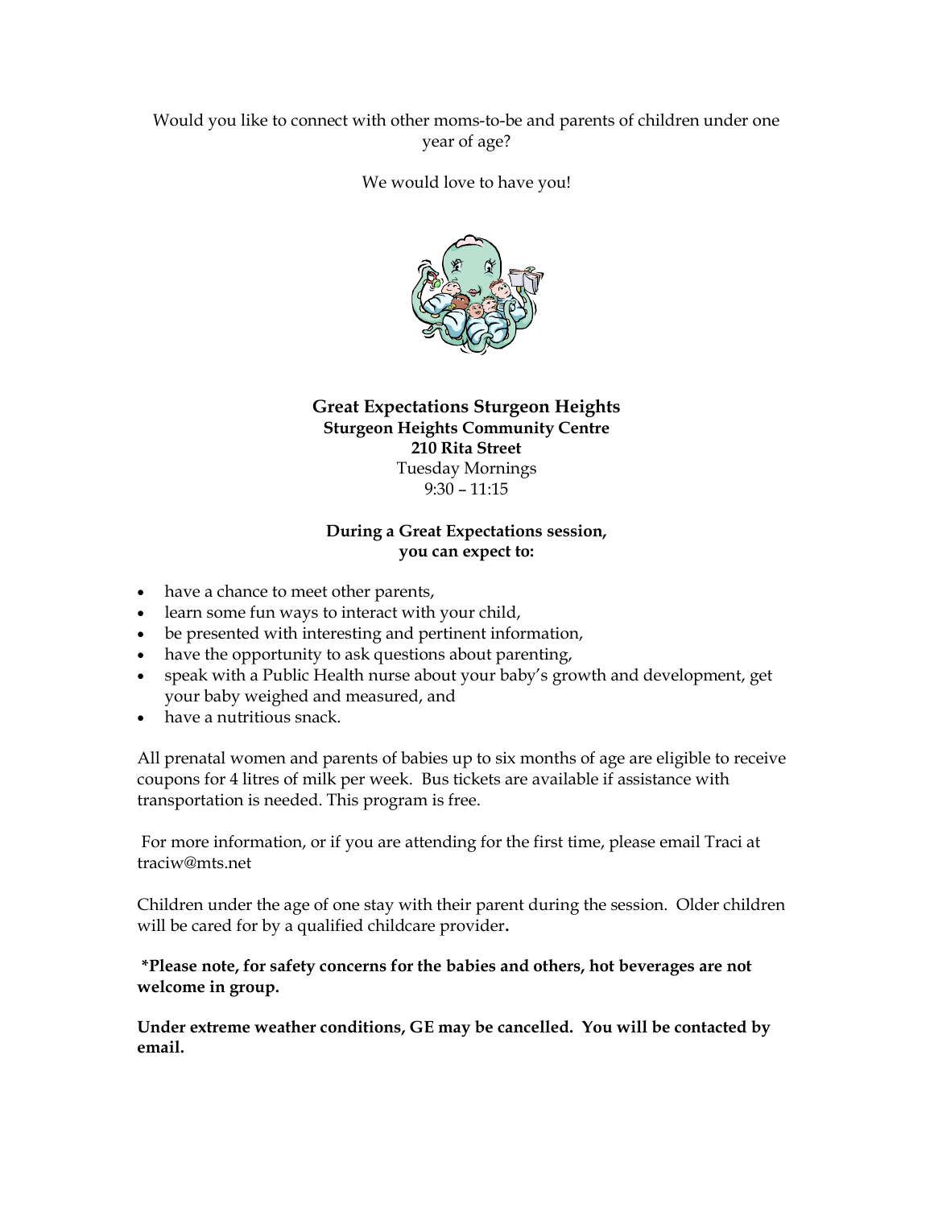Would you like to connect with other moms-to-be and parents of children under one year of age?

We would love to have you!

**Great Expectations Sturgeon Heights**
**Sturgeon Heights Community Centre**
**210 Rita Street**
Tuesday Mornings
9:30 – 11:15

**During a Great Expectations session, you can expect to:**

- have a chance to meet other parents,
- learn some fun ways to interact with your child,
- be presented with interesting and pertinent information,
- have the opportunity to ask questions about parenting,
- speak with a Public Health nurse about your baby's growth and development, get your baby weighed and measured, and
- have a nutritious snack.

All prenatal women and parents of babies up to six months of age are eligible to receive coupons for 4 litres of milk per week. Bus tickets are available if assistance with transportation is needed. This program is free.

For more information, or if you are attending for the first time, please email Traci at traciw@mts.net

Children under the age of one stay with their parent during the session. Older children will be cared for by a qualified childcare provider**.**

**\*Please note, for safety concerns for the babies and others, hot beverages are not welcome in group.**

**Under extreme weather conditions, GE may be cancelled. You will be contacted by email.**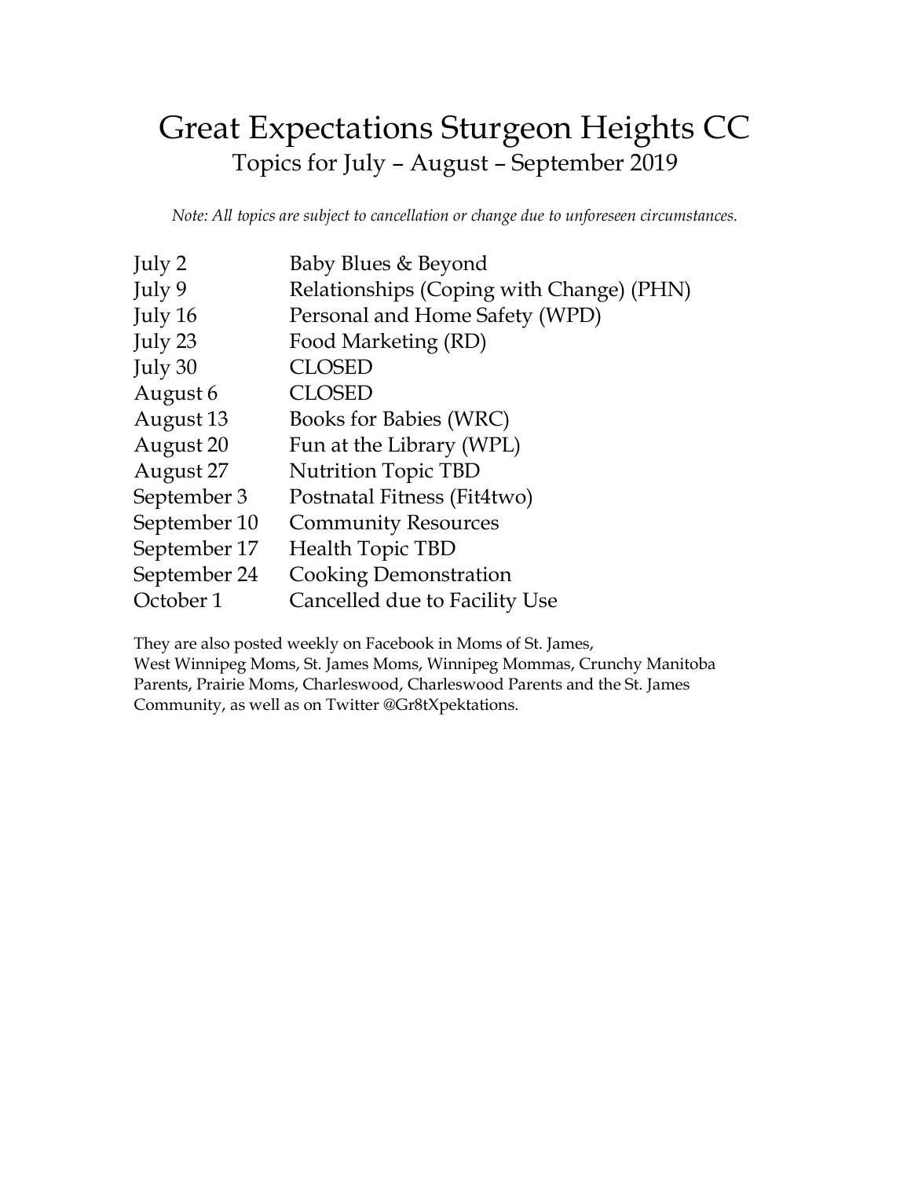# Great Expectations Sturgeon Heights CC

## Topics for July – August – September 2019

*Note: All topics are subject to cancellation or change due to unforeseen circumstances.*

| | |
|---|---|
| July 2 | Baby Blues & Beyond |
| July 9 | Relationships (Coping with Change) (PHN) |
| July 16 | Personal and Home Safety (WPD) |
| July 23 | Food Marketing (RD) |
| July 30 | CLOSED |
| August 6 | CLOSED |
| August 13 | Books for Babies (WRC) |
| August 20 | Fun at the Library (WPL) |
| August 27 | Nutrition Topic TBD |
| September 3 | Postnatal Fitness (Fit4two) |
| September 10 | Community Resources |
| September 17 | Health Topic TBD |
| September 24 | Cooking Demonstration |
| October 1 | Cancelled due to Facility Use |

They are also posted weekly on Facebook in Moms of St. James, West Winnipeg Moms, St. James Moms, Winnipeg Mommas, Crunchy Manitoba Parents, Prairie Moms, Charleswood, Charleswood Parents and the St. James Community, as well as on Twitter @Gr8tXpektations.